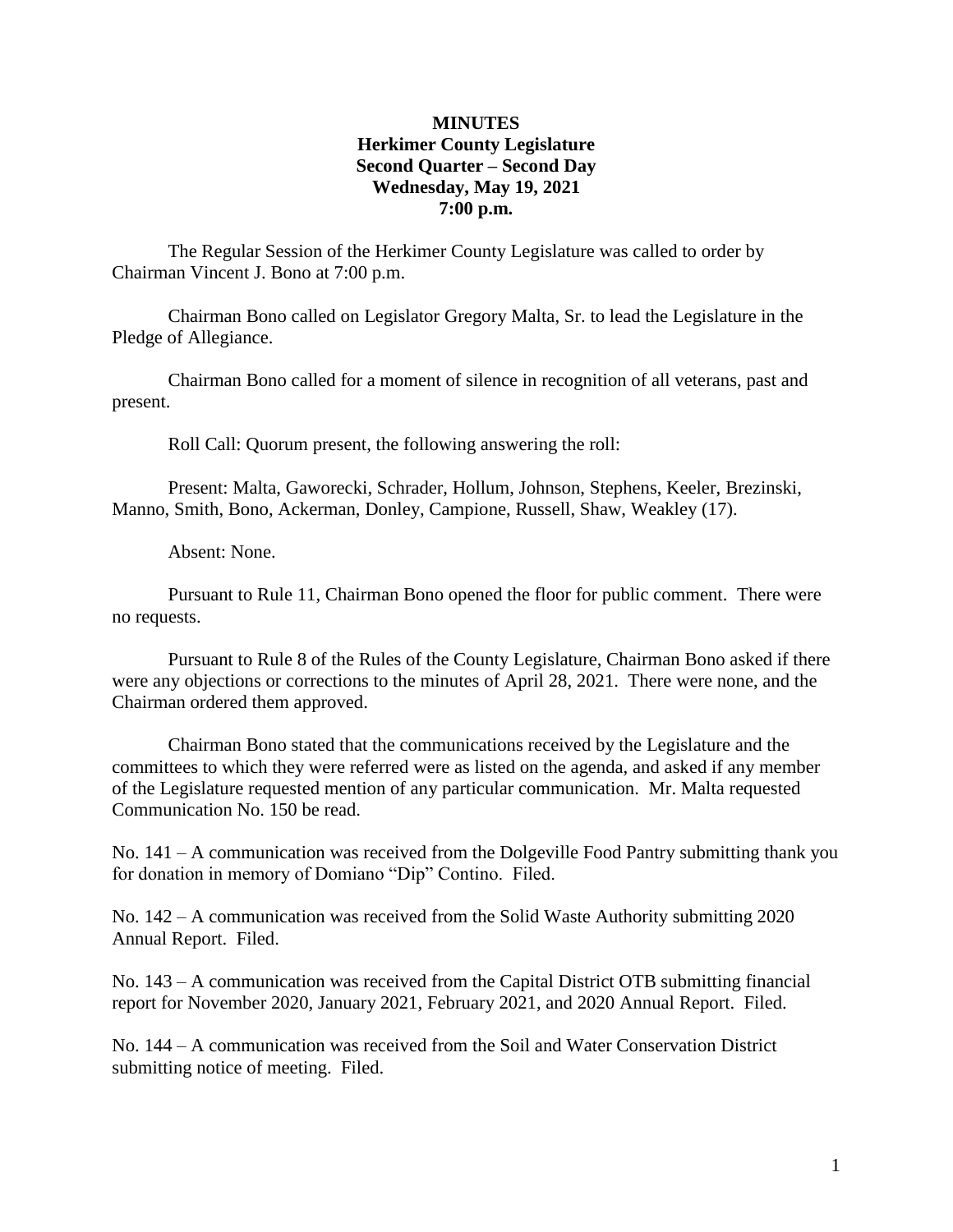**MINUTES**
**Herkimer County Legislature**
**Second Quarter – Second Day**
**Wednesday, May 19, 2021**
**7:00 p.m.**

The Regular Session of the Herkimer County Legislature was called to order by Chairman Vincent J. Bono at 7:00 p.m.

Chairman Bono called on Legislator Gregory Malta, Sr. to lead the Legislature in the Pledge of Allegiance.

Chairman Bono called for a moment of silence in recognition of all veterans, past and present.

Roll Call: Quorum present, the following answering the roll:

Present: Malta, Gaworecki, Schrader, Hollum, Johnson, Stephens, Keeler, Brezinski, Manno, Smith, Bono, Ackerman, Donley, Campione, Russell, Shaw, Weakley (17).

Absent: None.

Pursuant to Rule 11, Chairman Bono opened the floor for public comment. There were no requests.

Pursuant to Rule 8 of the Rules of the County Legislature, Chairman Bono asked if there were any objections or corrections to the minutes of April 28, 2021. There were none, and the Chairman ordered them approved.

Chairman Bono stated that the communications received by the Legislature and the committees to which they were referred were as listed on the agenda, and asked if any member of the Legislature requested mention of any particular communication. Mr. Malta requested Communication No. 150 be read.

No. 141 – A communication was received from the Dolgeville Food Pantry submitting thank you for donation in memory of Domiano "Dip" Contino. Filed.

No. 142 – A communication was received from the Solid Waste Authority submitting 2020 Annual Report. Filed.

No. 143 – A communication was received from the Capital District OTB submitting financial report for November 2020, January 2021, February 2021, and 2020 Annual Report. Filed.

No. 144 – A communication was received from the Soil and Water Conservation District submitting notice of meeting. Filed.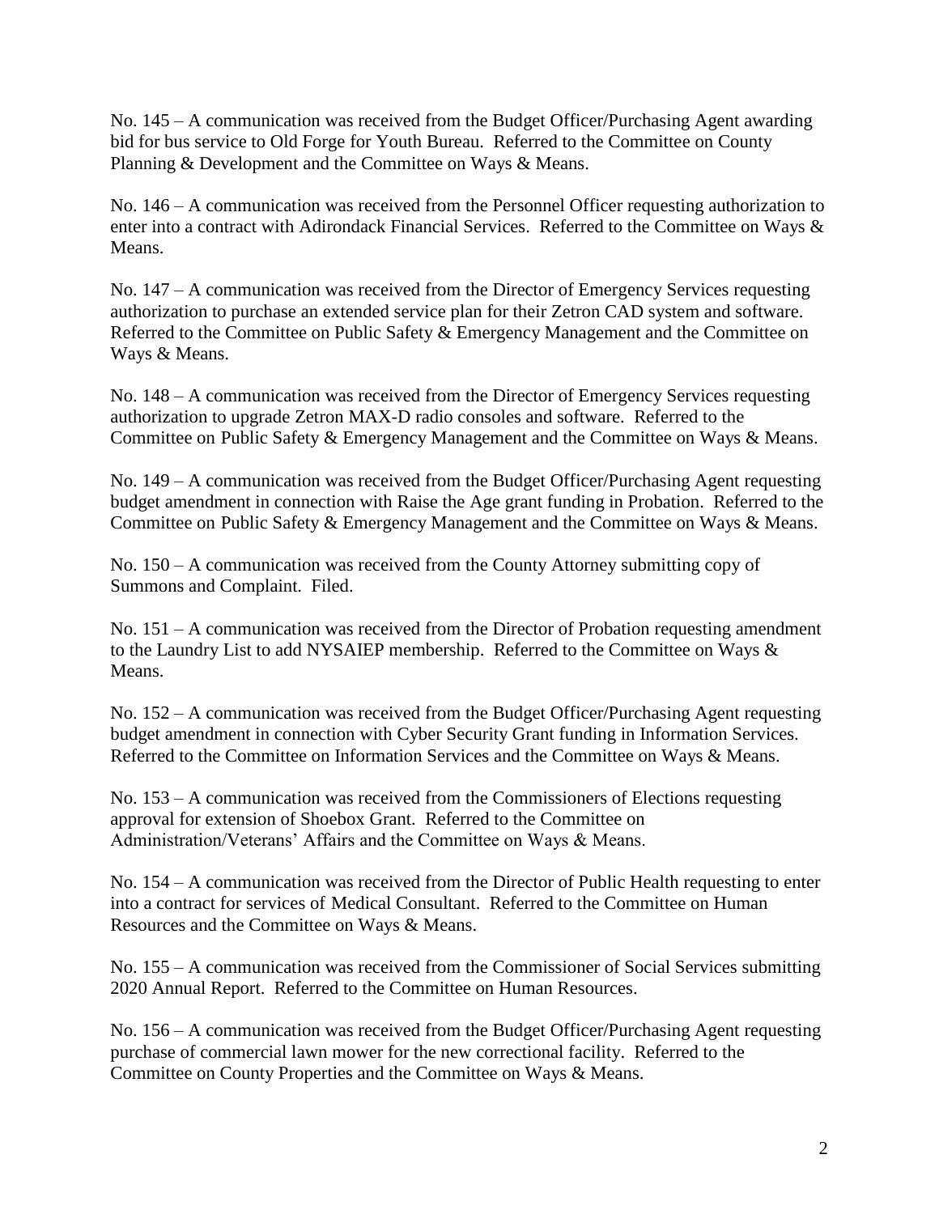No. 145 – A communication was received from the Budget Officer/Purchasing Agent awarding bid for bus service to Old Forge for Youth Bureau. Referred to the Committee on County Planning & Development and the Committee on Ways & Means.

No. 146 – A communication was received from the Personnel Officer requesting authorization to enter into a contract with Adirondack Financial Services. Referred to the Committee on Ways & Means.

No. 147 – A communication was received from the Director of Emergency Services requesting authorization to purchase an extended service plan for their Zetron CAD system and software. Referred to the Committee on Public Safety & Emergency Management and the Committee on Ways & Means.

No. 148 – A communication was received from the Director of Emergency Services requesting authorization to upgrade Zetron MAX-D radio consoles and software. Referred to the Committee on Public Safety & Emergency Management and the Committee on Ways & Means.

No. 149 – A communication was received from the Budget Officer/Purchasing Agent requesting budget amendment in connection with Raise the Age grant funding in Probation. Referred to the Committee on Public Safety & Emergency Management and the Committee on Ways & Means.

No. 150 – A communication was received from the County Attorney submitting copy of Summons and Complaint. Filed.

No. 151 – A communication was received from the Director of Probation requesting amendment to the Laundry List to add NYSAIEP membership. Referred to the Committee on Ways & Means.

No. 152 – A communication was received from the Budget Officer/Purchasing Agent requesting budget amendment in connection with Cyber Security Grant funding in Information Services. Referred to the Committee on Information Services and the Committee on Ways & Means.

No. 153 – A communication was received from the Commissioners of Elections requesting approval for extension of Shoebox Grant. Referred to the Committee on Administration/Veterans' Affairs and the Committee on Ways & Means.

No. 154 – A communication was received from the Director of Public Health requesting to enter into a contract for services of Medical Consultant. Referred to the Committee on Human Resources and the Committee on Ways & Means.

No. 155 – A communication was received from the Commissioner of Social Services submitting 2020 Annual Report. Referred to the Committee on Human Resources.

No. 156 – A communication was received from the Budget Officer/Purchasing Agent requesting purchase of commercial lawn mower for the new correctional facility. Referred to the Committee on County Properties and the Committee on Ways & Means.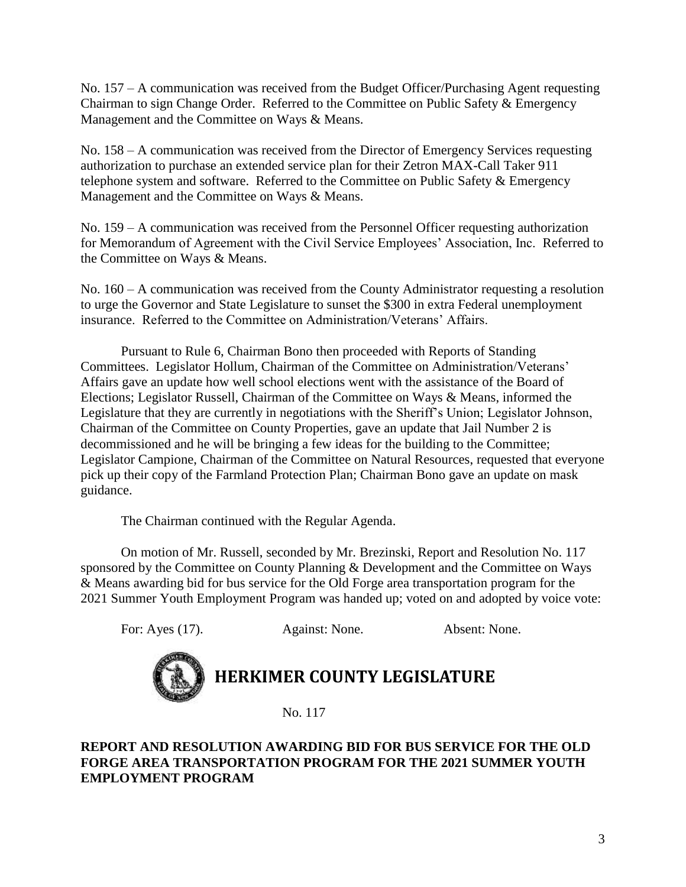No. 157 – A communication was received from the Budget Officer/Purchasing Agent requesting Chairman to sign Change Order. Referred to the Committee on Public Safety & Emergency Management and the Committee on Ways & Means.

No. 158 – A communication was received from the Director of Emergency Services requesting authorization to purchase an extended service plan for their Zetron MAX-Call Taker 911 telephone system and software. Referred to the Committee on Public Safety & Emergency Management and the Committee on Ways & Means.

No. 159 – A communication was received from the Personnel Officer requesting authorization for Memorandum of Agreement with the Civil Service Employees' Association, Inc. Referred to the Committee on Ways & Means.

No. 160 – A communication was received from the County Administrator requesting a resolution to urge the Governor and State Legislature to sunset the $300 in extra Federal unemployment insurance. Referred to the Committee on Administration/Veterans' Affairs.

Pursuant to Rule 6, Chairman Bono then proceeded with Reports of Standing Committees. Legislator Hollum, Chairman of the Committee on Administration/Veterans' Affairs gave an update how well school elections went with the assistance of the Board of Elections; Legislator Russell, Chairman of the Committee on Ways & Means, informed the Legislature that they are currently in negotiations with the Sheriff's Union; Legislator Johnson, Chairman of the Committee on County Properties, gave an update that Jail Number 2 is decommissioned and he will be bringing a few ideas for the building to the Committee; Legislator Campione, Chairman of the Committee on Natural Resources, requested that everyone pick up their copy of the Farmland Protection Plan; Chairman Bono gave an update on mask guidance.

The Chairman continued with the Regular Agenda.

On motion of Mr. Russell, seconded by Mr. Brezinski, Report and Resolution No. 117 sponsored by the Committee on County Planning & Development and the Committee on Ways & Means awarding bid for bus service for the Old Forge area transportation program for the 2021 Summer Youth Employment Program was handed up; voted on and adopted by voice vote:

For: Ayes (17). Against: None. Absent: None.

# HERKIMER COUNTY LEGISLATURE

No. 117

**REPORT AND RESOLUTION AWARDING BID FOR BUS SERVICE FOR THE OLD FORGE AREA TRANSPORTATION PROGRAM FOR THE 2021 SUMMER YOUTH EMPLOYMENT PROGRAM**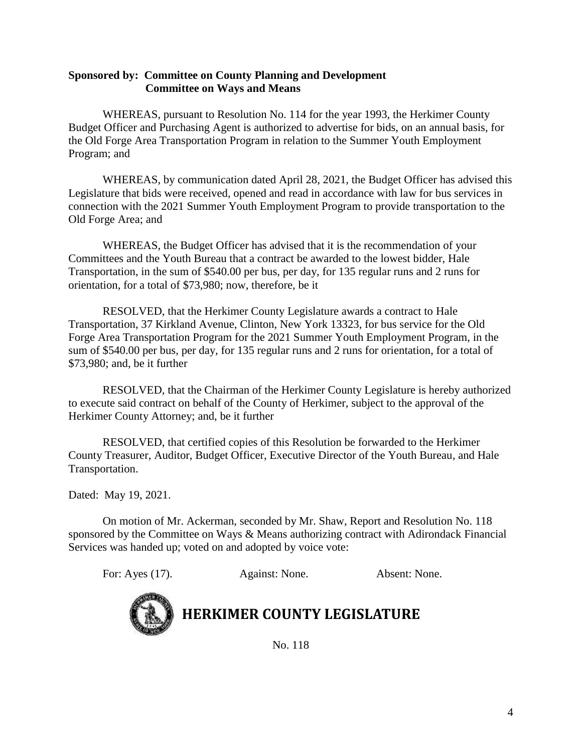**Sponsored by: Committee on County Planning and Development**
**Committee on Ways and Means**

WHEREAS, pursuant to Resolution No. 114 for the year 1993, the Herkimer County Budget Officer and Purchasing Agent is authorized to advertise for bids, on an annual basis, for the Old Forge Area Transportation Program in relation to the Summer Youth Employment Program; and

WHEREAS, by communication dated April 28, 2021, the Budget Officer has advised this Legislature that bids were received, opened and read in accordance with law for bus services in connection with the 2021 Summer Youth Employment Program to provide transportation to the Old Forge Area; and

WHEREAS, the Budget Officer has advised that it is the recommendation of your Committees and the Youth Bureau that a contract be awarded to the lowest bidder, Hale Transportation, in the sum of $540.00 per bus, per day, for 135 regular runs and 2 runs for orientation, for a total of $73,980; now, therefore, be it

RESOLVED, that the Herkimer County Legislature awards a contract to Hale Transportation, 37 Kirkland Avenue, Clinton, New York 13323, for bus service for the Old Forge Area Transportation Program for the 2021 Summer Youth Employment Program, in the sum of $540.00 per bus, per day, for 135 regular runs and 2 runs for orientation, for a total of $73,980; and, be it further

RESOLVED, that the Chairman of the Herkimer County Legislature is hereby authorized to execute said contract on behalf of the County of Herkimer, subject to the approval of the Herkimer County Attorney; and, be it further

RESOLVED, that certified copies of this Resolution be forwarded to the Herkimer County Treasurer, Auditor, Budget Officer, Executive Director of the Youth Bureau, and Hale Transportation.

Dated: May 19, 2021.

On motion of Mr. Ackerman, seconded by Mr. Shaw, Report and Resolution No. 118 sponsored by the Committee on Ways & Means authorizing contract with Adirondack Financial Services was handed up; voted on and adopted by voice vote:

For: Ayes (17). Against: None. Absent: None.

# HERKIMER COUNTY LEGISLATURE

No. 118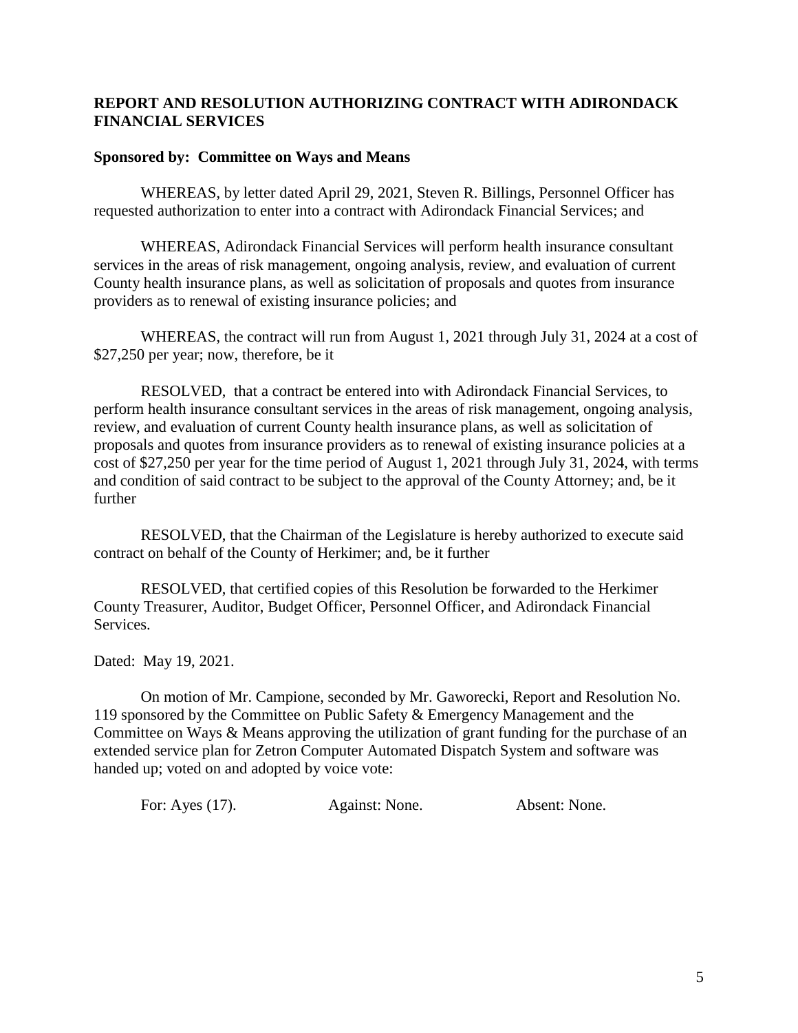**REPORT AND RESOLUTION AUTHORIZING CONTRACT WITH ADIRONDACK FINANCIAL SERVICES**

**Sponsored by: Committee on Ways and Means**

WHEREAS, by letter dated April 29, 2021, Steven R. Billings, Personnel Officer has requested authorization to enter into a contract with Adirondack Financial Services; and

WHEREAS, Adirondack Financial Services will perform health insurance consultant services in the areas of risk management, ongoing analysis, review, and evaluation of current County health insurance plans, as well as solicitation of proposals and quotes from insurance providers as to renewal of existing insurance policies; and

WHEREAS, the contract will run from August 1, 2021 through July 31, 2024 at a cost of $27,250 per year; now, therefore, be it

RESOLVED, that a contract be entered into with Adirondack Financial Services, to perform health insurance consultant services in the areas of risk management, ongoing analysis, review, and evaluation of current County health insurance plans, as well as solicitation of proposals and quotes from insurance providers as to renewal of existing insurance policies at a cost of $27,250 per year for the time period of August 1, 2021 through July 31, 2024, with terms and condition of said contract to be subject to the approval of the County Attorney; and, be it further

RESOLVED, that the Chairman of the Legislature is hereby authorized to execute said contract on behalf of the County of Herkimer; and, be it further

RESOLVED, that certified copies of this Resolution be forwarded to the Herkimer County Treasurer, Auditor, Budget Officer, Personnel Officer, and Adirondack Financial Services.

Dated: May 19, 2021.

On motion of Mr. Campione, seconded by Mr. Gaworecki, Report and Resolution No. 119 sponsored by the Committee on Public Safety & Emergency Management and the Committee on Ways & Means approving the utilization of grant funding for the purchase of an extended service plan for Zetron Computer Automated Dispatch System and software was handed up; voted on and adopted by voice vote:

For: Ayes (17). Against: None. Absent: None.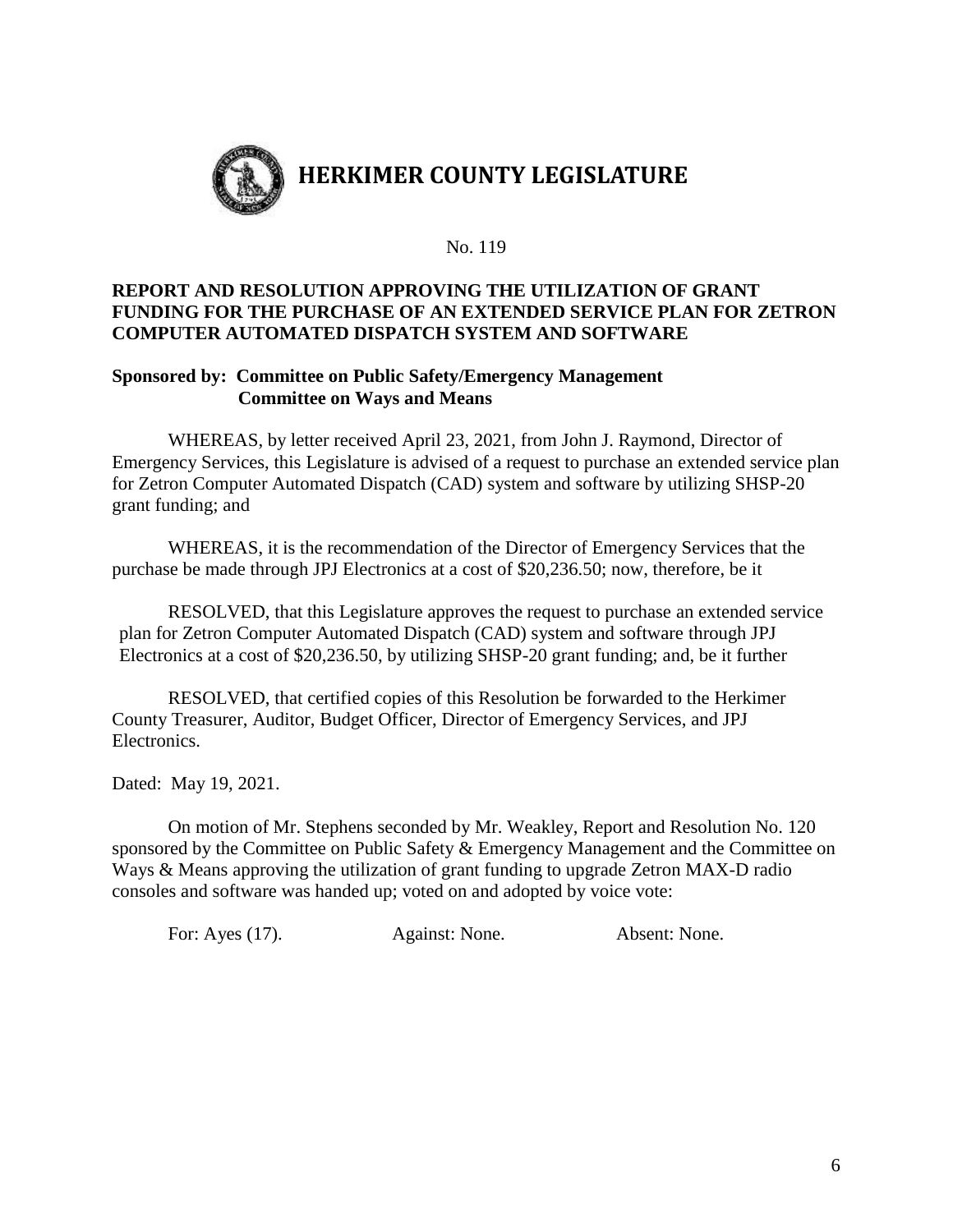# HERKIMER COUNTY LEGISLATURE

No. 119

**REPORT AND RESOLUTION APPROVING THE UTILIZATION OF GRANT FUNDING FOR THE PURCHASE OF AN EXTENDED SERVICE PLAN FOR ZETRON COMPUTER AUTOMATED DISPATCH SYSTEM AND SOFTWARE**

**Sponsored by: Committee on Public Safety/Emergency Management**
**Committee on Ways and Means**

WHEREAS, by letter received April 23, 2021, from John J. Raymond, Director of Emergency Services, this Legislature is advised of a request to purchase an extended service plan for Zetron Computer Automated Dispatch (CAD) system and software by utilizing SHSP-20 grant funding; and

WHEREAS, it is the recommendation of the Director of Emergency Services that the purchase be made through JPJ Electronics at a cost of $20,236.50; now, therefore, be it

RESOLVED, that this Legislature approves the request to purchase an extended service plan for Zetron Computer Automated Dispatch (CAD) system and software through JPJ Electronics at a cost of $20,236.50, by utilizing SHSP-20 grant funding; and, be it further

RESOLVED, that certified copies of this Resolution be forwarded to the Herkimer County Treasurer, Auditor, Budget Officer, Director of Emergency Services, and JPJ Electronics.

Dated: May 19, 2021.

On motion of Mr. Stephens seconded by Mr. Weakley, Report and Resolution No. 120 sponsored by the Committee on Public Safety & Emergency Management and the Committee on Ways & Means approving the utilization of grant funding to upgrade Zetron MAX-D radio consoles and software was handed up; voted on and adopted by voice vote:

For: Ayes (17). Against: None. Absent: None.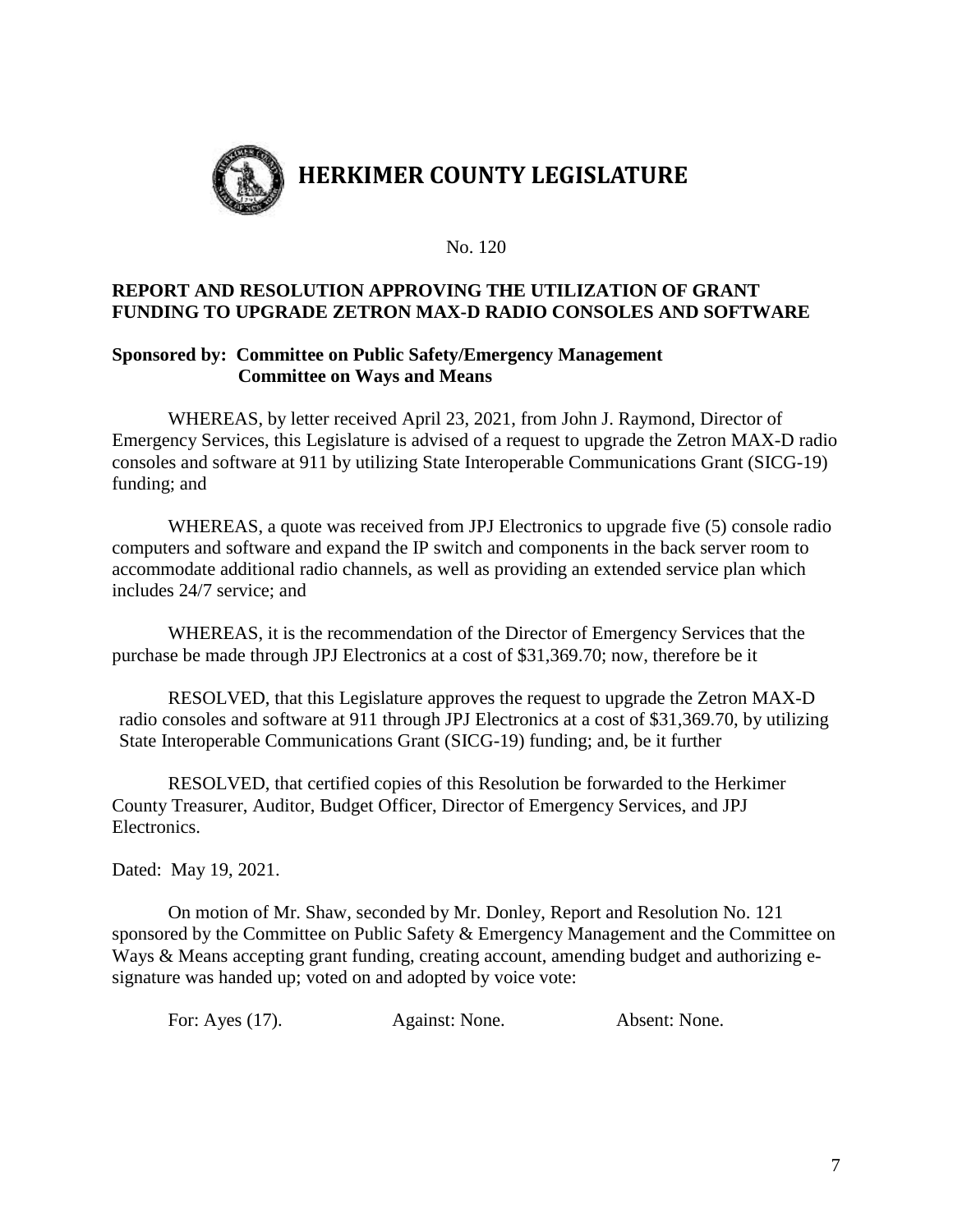# HERKIMER COUNTY LEGISLATURE

No. 120

**REPORT AND RESOLUTION APPROVING THE UTILIZATION OF GRANT FUNDING TO UPGRADE ZETRON MAX-D RADIO CONSOLES AND SOFTWARE**

**Sponsored by: Committee on Public Safety/Emergency Management**
**Committee on Ways and Means**

WHEREAS, by letter received April 23, 2021, from John J. Raymond, Director of Emergency Services, this Legislature is advised of a request to upgrade the Zetron MAX-D radio consoles and software at 911 by utilizing State Interoperable Communications Grant (SICG-19) funding; and

WHEREAS, a quote was received from JPJ Electronics to upgrade five (5) console radio computers and software and expand the IP switch and components in the back server room to accommodate additional radio channels, as well as providing an extended service plan which includes 24/7 service; and

WHEREAS, it is the recommendation of the Director of Emergency Services that the purchase be made through JPJ Electronics at a cost of $31,369.70; now, therefore be it

RESOLVED, that this Legislature approves the request to upgrade the Zetron MAX-D radio consoles and software at 911 through JPJ Electronics at a cost of $31,369.70, by utilizing State Interoperable Communications Grant (SICG-19) funding; and, be it further

RESOLVED, that certified copies of this Resolution be forwarded to the Herkimer County Treasurer, Auditor, Budget Officer, Director of Emergency Services, and JPJ Electronics.

Dated: May 19, 2021.

On motion of Mr. Shaw, seconded by Mr. Donley, Report and Resolution No. 121 sponsored by the Committee on Public Safety & Emergency Management and the Committee on Ways & Means accepting grant funding, creating account, amending budget and authorizing e-signature was handed up; voted on and adopted by voice vote:

For: Ayes (17). Against: None. Absent: None.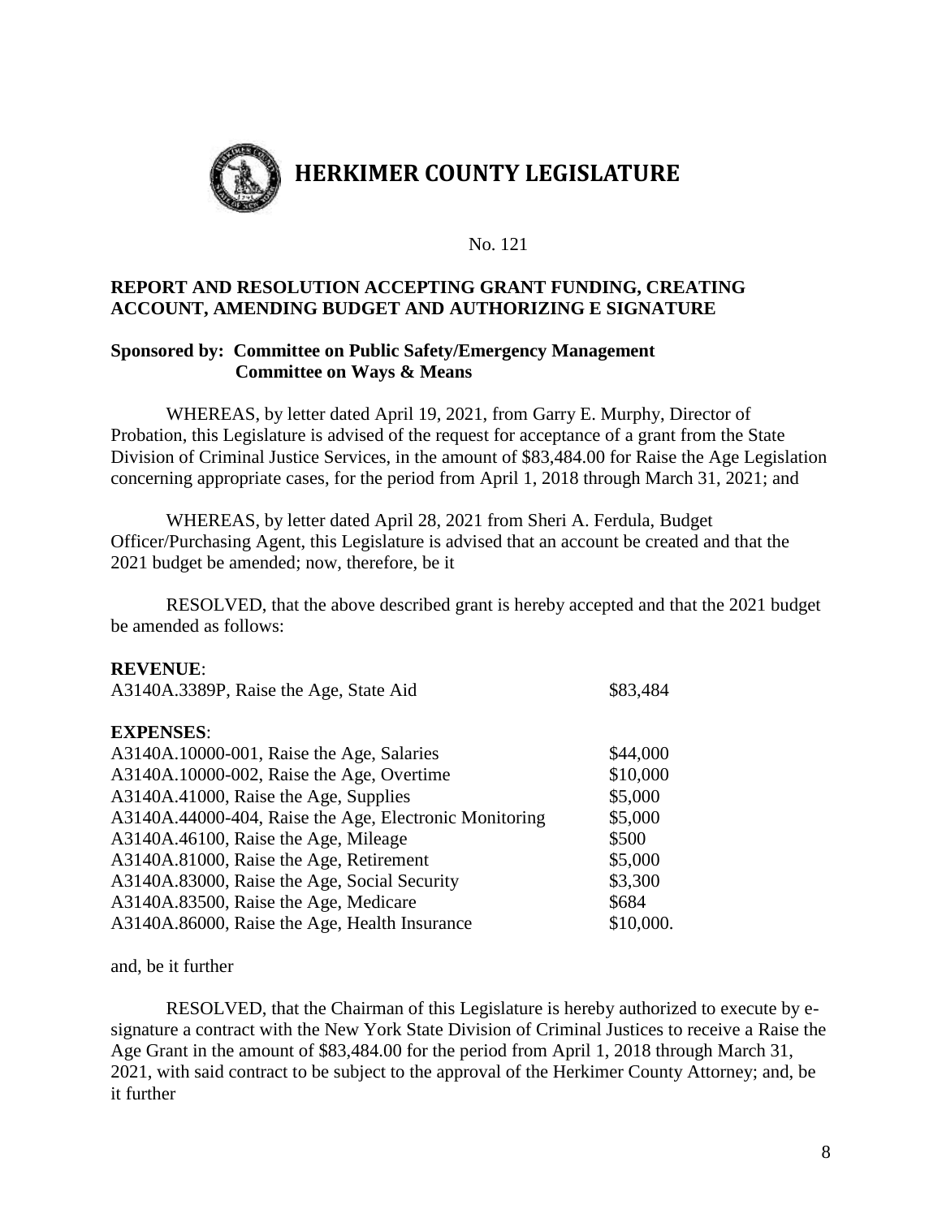# HERKIMER COUNTY LEGISLATURE

No. 121

**REPORT AND RESOLUTION ACCEPTING GRANT FUNDING, CREATING ACCOUNT, AMENDING BUDGET AND AUTHORIZING E SIGNATURE**

**Sponsored by: Committee on Public Safety/Emergency Management**
**Committee on Ways & Means**

WHEREAS, by letter dated April 19, 2021, from Garry E. Murphy, Director of Probation, this Legislature is advised of the request for acceptance of a grant from the State Division of Criminal Justice Services, in the amount of $83,484.00 for Raise the Age Legislation concerning appropriate cases, for the period from April 1, 2018 through March 31, 2021; and

WHEREAS, by letter dated April 28, 2021 from Sheri A. Ferdula, Budget Officer/Purchasing Agent, this Legislature is advised that an account be created and that the 2021 budget be amended; now, therefore, be it

RESOLVED, that the above described grant is hereby accepted and that the 2021 budget be amended as follows:

**REVENUE**:

| | |
|---|---|
| A3140A.3389P, Raise the Age, State Aid | $83,484 |

**EXPENSES**:

| | |
|---|---|
| A3140A.10000-001, Raise the Age, Salaries | $44,000 |
| A3140A.10000-002, Raise the Age, Overtime | $10,000 |
| A3140A.41000, Raise the Age, Supplies | $5,000 |
| A3140A.44000-404, Raise the Age, Electronic Monitoring | $5,000 |
| A3140A.46100, Raise the Age, Mileage | $500 |
| A3140A.81000, Raise the Age, Retirement | $5,000 |
| A3140A.83000, Raise the Age, Social Security | $3,300 |
| A3140A.83500, Raise the Age, Medicare | $684 |
| A3140A.86000, Raise the Age, Health Insurance | $10,000. |

and, be it further

RESOLVED, that the Chairman of this Legislature is hereby authorized to execute by e-signature a contract with the New York State Division of Criminal Justices to receive a Raise the Age Grant in the amount of $83,484.00 for the period from April 1, 2018 through March 31, 2021, with said contract to be subject to the approval of the Herkimer County Attorney; and, be it further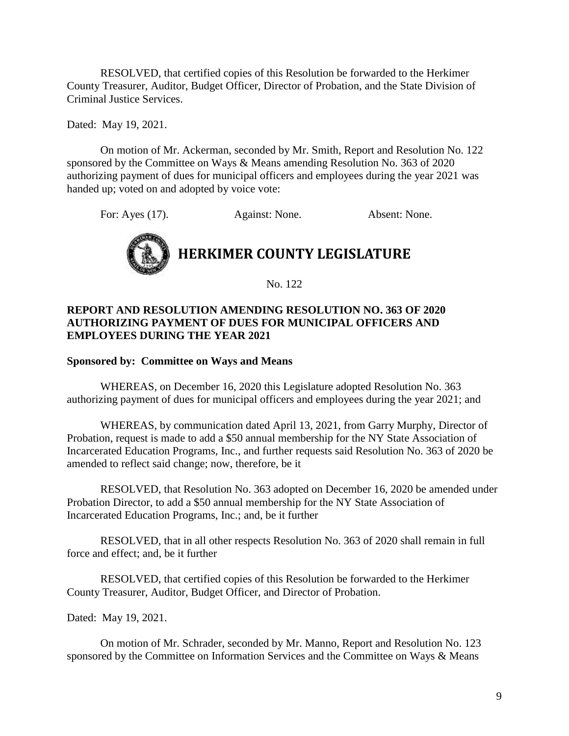RESOLVED, that certified copies of this Resolution be forwarded to the Herkimer County Treasurer, Auditor, Budget Officer, Director of Probation, and the State Division of Criminal Justice Services.

Dated: May 19, 2021.

On motion of Mr. Ackerman, seconded by Mr. Smith, Report and Resolution No. 122 sponsored by the Committee on Ways & Means amending Resolution No. 363 of 2020 authorizing payment of dues for municipal officers and employees during the year 2021 was handed up; voted on and adopted by voice vote:

For: Ayes (17). Against: None. Absent: None.

# HERKIMER COUNTY LEGISLATURE

No. 122

**REPORT AND RESOLUTION AMENDING RESOLUTION NO. 363 OF 2020 AUTHORIZING PAYMENT OF DUES FOR MUNICIPAL OFFICERS AND EMPLOYEES DURING THE YEAR 2021**

**Sponsored by: Committee on Ways and Means**

WHEREAS, on December 16, 2020 this Legislature adopted Resolution No. 363 authorizing payment of dues for municipal officers and employees during the year 2021; and

WHEREAS, by communication dated April 13, 2021, from Garry Murphy, Director of Probation, request is made to add a $50 annual membership for the NY State Association of Incarcerated Education Programs, Inc., and further requests said Resolution No. 363 of 2020 be amended to reflect said change; now, therefore, be it

RESOLVED, that Resolution No. 363 adopted on December 16, 2020 be amended under Probation Director, to add a $50 annual membership for the NY State Association of Incarcerated Education Programs, Inc.; and, be it further

RESOLVED, that in all other respects Resolution No. 363 of 2020 shall remain in full force and effect; and, be it further

RESOLVED, that certified copies of this Resolution be forwarded to the Herkimer County Treasurer, Auditor, Budget Officer, and Director of Probation.

Dated: May 19, 2021.

On motion of Mr. Schrader, seconded by Mr. Manno, Report and Resolution No. 123 sponsored by the Committee on Information Services and the Committee on Ways & Means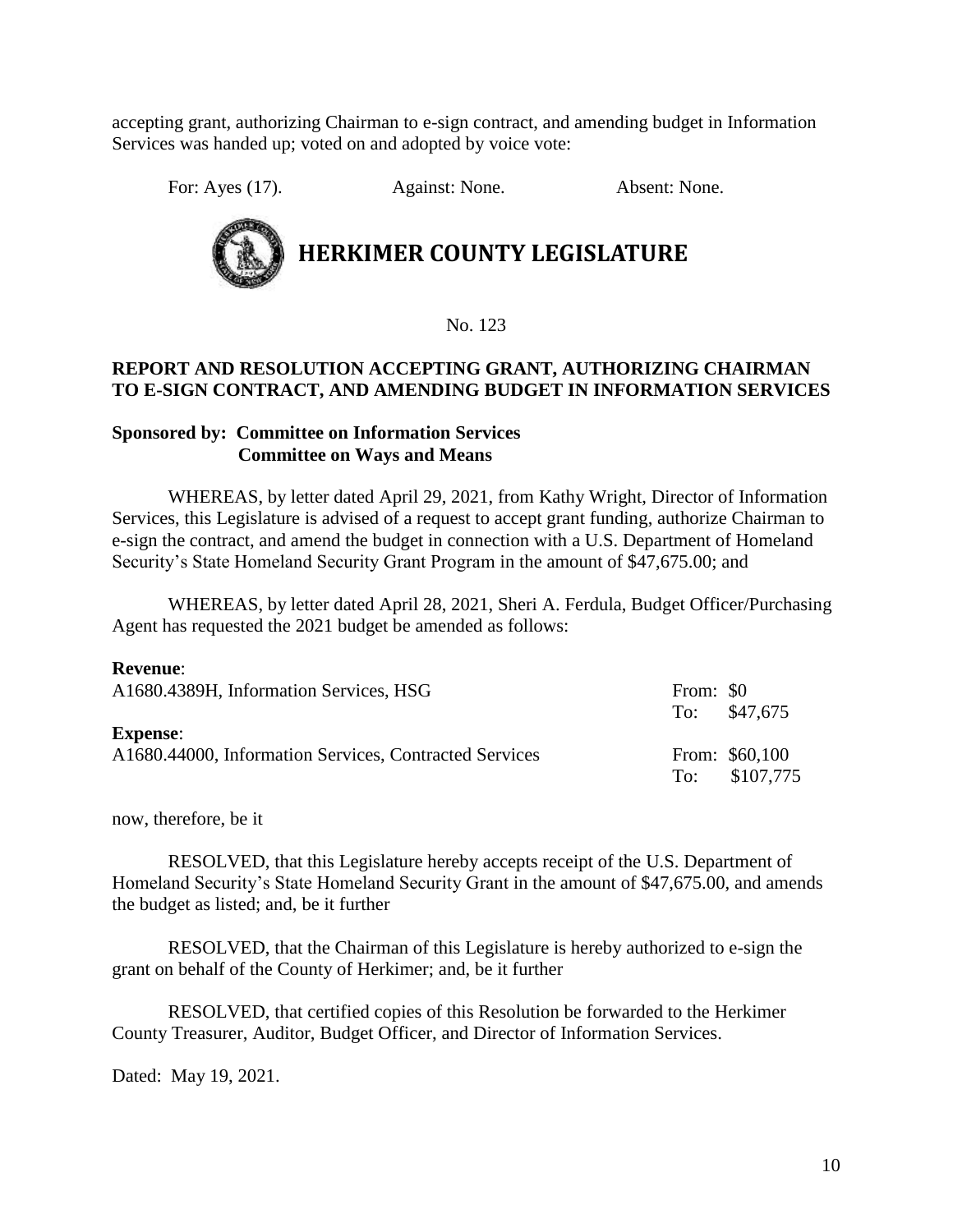accepting grant, authorizing Chairman to e-sign contract, and amending budget in Information Services was handed up; voted on and adopted by voice vote:

For: Ayes (17). Against: None. Absent: None.

# HERKIMER COUNTY LEGISLATURE

No. 123

**REPORT AND RESOLUTION ACCEPTING GRANT, AUTHORIZING CHAIRMAN TO E-SIGN CONTRACT, AND AMENDING BUDGET IN INFORMATION SERVICES**

**Sponsored by: Committee on Information Services**
**Committee on Ways and Means**

WHEREAS, by letter dated April 29, 2021, from Kathy Wright, Director of Information Services, this Legislature is advised of a request to accept grant funding, authorize Chairman to e-sign the contract, and amend the budget in connection with a U.S. Department of Homeland Security's State Homeland Security Grant Program in the amount of $47,675.00; and

WHEREAS, by letter dated April 28, 2021, Sheri A. Ferdula, Budget Officer/Purchasing Agent has requested the 2021 budget be amended as follows:

**Revenue**:

| | |
|---|---|
| A1680.4389H, Information Services, HSG | From: $0 |
| | To: $47,675 |

**Expense**:

| | |
|---|---|
| A1680.44000, Information Services, Contracted Services | From: $60,100 |
| | To: $107,775 |

now, therefore, be it

RESOLVED, that this Legislature hereby accepts receipt of the U.S. Department of Homeland Security's State Homeland Security Grant in the amount of $47,675.00, and amends the budget as listed; and, be it further

RESOLVED, that the Chairman of this Legislature is hereby authorized to e-sign the grant on behalf of the County of Herkimer; and, be it further

RESOLVED, that certified copies of this Resolution be forwarded to the Herkimer County Treasurer, Auditor, Budget Officer, and Director of Information Services.

Dated: May 19, 2021.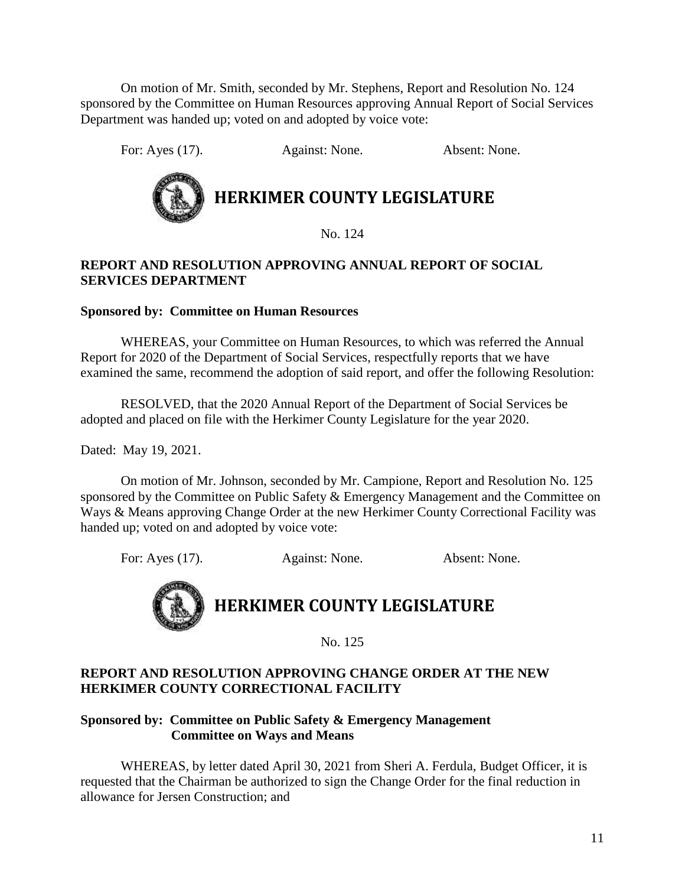On motion of Mr. Smith, seconded by Mr. Stephens, Report and Resolution No. 124 sponsored by the Committee on Human Resources approving Annual Report of Social Services Department was handed up; voted on and adopted by voice vote:

For: Ayes (17). Against: None. Absent: None.

# HERKIMER COUNTY LEGISLATURE

No. 124

**REPORT AND RESOLUTION APPROVING ANNUAL REPORT OF SOCIAL SERVICES DEPARTMENT**

**Sponsored by: Committee on Human Resources**

WHEREAS, your Committee on Human Resources, to which was referred the Annual Report for 2020 of the Department of Social Services, respectfully reports that we have examined the same, recommend the adoption of said report, and offer the following Resolution:

RESOLVED, that the 2020 Annual Report of the Department of Social Services be adopted and placed on file with the Herkimer County Legislature for the year 2020.

Dated: May 19, 2021.

On motion of Mr. Johnson, seconded by Mr. Campione, Report and Resolution No. 125 sponsored by the Committee on Public Safety & Emergency Management and the Committee on Ways & Means approving Change Order at the new Herkimer County Correctional Facility was handed up; voted on and adopted by voice vote:

For: Ayes (17). Against: None. Absent: None.

# HERKIMER COUNTY LEGISLATURE

No. 125

**REPORT AND RESOLUTION APPROVING CHANGE ORDER AT THE NEW HERKIMER COUNTY CORRECTIONAL FACILITY**

**Sponsored by: Committee on Public Safety & Emergency Management**
**Committee on Ways and Means**

WHEREAS, by letter dated April 30, 2021 from Sheri A. Ferdula, Budget Officer, it is requested that the Chairman be authorized to sign the Change Order for the final reduction in allowance for Jersen Construction; and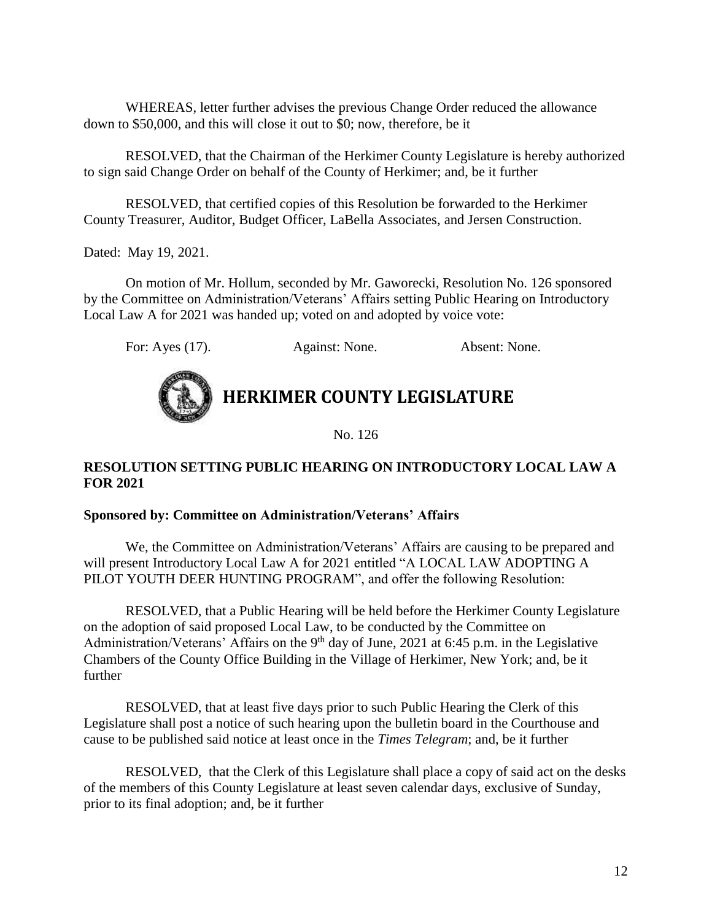WHEREAS, letter further advises the previous Change Order reduced the allowance down to $50,000, and this will close it out to $0; now, therefore, be it

RESOLVED, that the Chairman of the Herkimer County Legislature is hereby authorized to sign said Change Order on behalf of the County of Herkimer; and, be it further

RESOLVED, that certified copies of this Resolution be forwarded to the Herkimer County Treasurer, Auditor, Budget Officer, LaBella Associates, and Jersen Construction.

Dated: May 19, 2021.

On motion of Mr. Hollum, seconded by Mr. Gaworecki, Resolution No. 126 sponsored by the Committee on Administration/Veterans' Affairs setting Public Hearing on Introductory Local Law A for 2021 was handed up; voted on and adopted by voice vote:

For: Ayes (17). Against: None. Absent: None.

# HERKIMER COUNTY LEGISLATURE

No. 126

**RESOLUTION SETTING PUBLIC HEARING ON INTRODUCTORY LOCAL LAW A FOR 2021**

**Sponsored by: Committee on Administration/Veterans' Affairs**

We, the Committee on Administration/Veterans' Affairs are causing to be prepared and will present Introductory Local Law A for 2021 entitled "A LOCAL LAW ADOPTING A PILOT YOUTH DEER HUNTING PROGRAM", and offer the following Resolution:

RESOLVED, that a Public Hearing will be held before the Herkimer County Legislature on the adoption of said proposed Local Law, to be conducted by the Committee on Administration/Veterans' Affairs on the 9th day of June, 2021 at 6:45 p.m. in the Legislative Chambers of the County Office Building in the Village of Herkimer, New York; and, be it further

RESOLVED, that at least five days prior to such Public Hearing the Clerk of this Legislature shall post a notice of such hearing upon the bulletin board in the Courthouse and cause to be published said notice at least once in the *Times Telegram*; and, be it further

RESOLVED, that the Clerk of this Legislature shall place a copy of said act on the desks of the members of this County Legislature at least seven calendar days, exclusive of Sunday, prior to its final adoption; and, be it further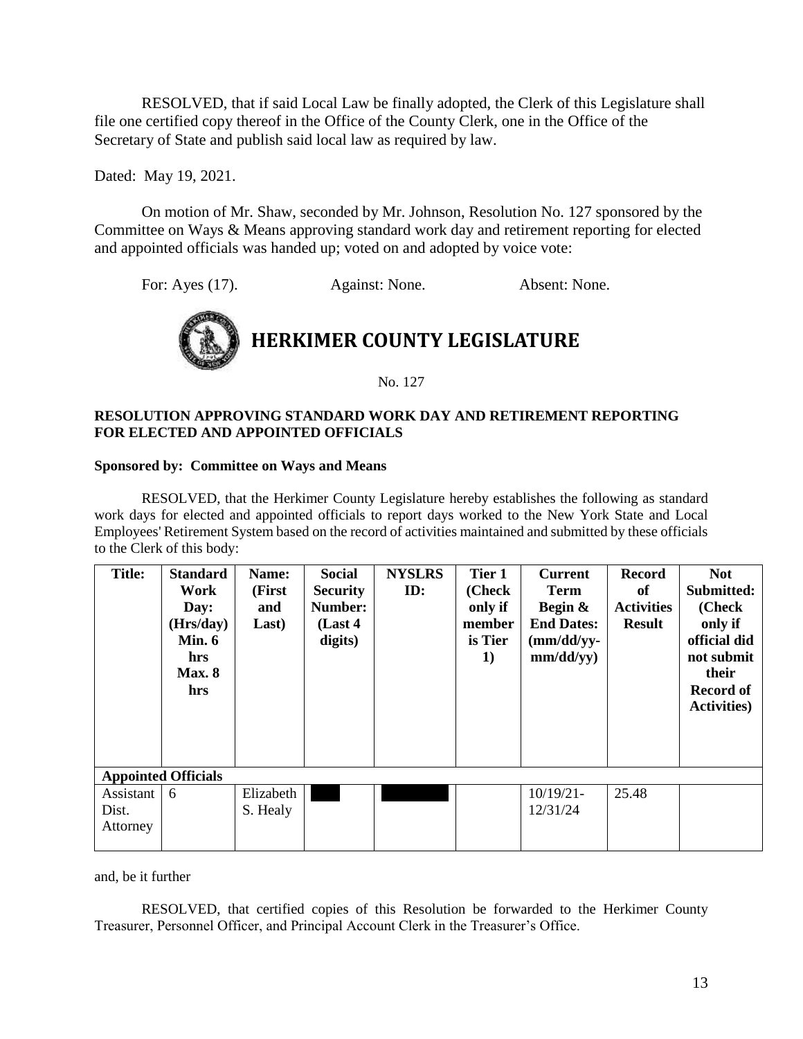RESOLVED, that if said Local Law be finally adopted, the Clerk of this Legislature shall file one certified copy thereof in the Office of the County Clerk, one in the Office of the Secretary of State and publish said local law as required by law.

Dated: May 19, 2021.

On motion of Mr. Shaw, seconded by Mr. Johnson, Resolution No. 127 sponsored by the Committee on Ways & Means approving standard work day and retirement reporting for elected and appointed officials was handed up; voted on and adopted by voice vote:

For: Ayes (17). Against: None. Absent: None.

# HERKIMER COUNTY LEGISLATURE

No. 127

**RESOLUTION APPROVING STANDARD WORK DAY AND RETIREMENT REPORTING FOR ELECTED AND APPOINTED OFFICIALS**

**Sponsored by: Committee on Ways and Means**

RESOLVED, that the Herkimer County Legislature hereby establishes the following as standard work days for elected and appointed officials to report days worked to the New York State and Local Employees' Retirement System based on the record of activities maintained and submitted by these officials to the Clerk of this body:

| Title: | Standard Work Day: (Hrs/day) Min. 6 hrs Max. 8 hrs | Name: (First and Last) | Social Security Number: (Last 4 digits) | NYSLRS ID: | Tier 1 (Check only if member is Tier 1) | Current Term Begin & End Dates: (mm/dd/yy-mm/dd/yy) | Record of Activities Result | Not Submitted: (Check only if official did not submit their Record of Activities) |
|---|---|---|---|---|---|---|---|---|
| **Appointed Officials** | | | | | | | | |
| Assistant Dist. Attorney | 6 | Elizabeth S. Healy | | | | 10/19/21-12/31/24 | 25.48 | |

and, be it further

RESOLVED, that certified copies of this Resolution be forwarded to the Herkimer County Treasurer, Personnel Officer, and Principal Account Clerk in the Treasurer's Office.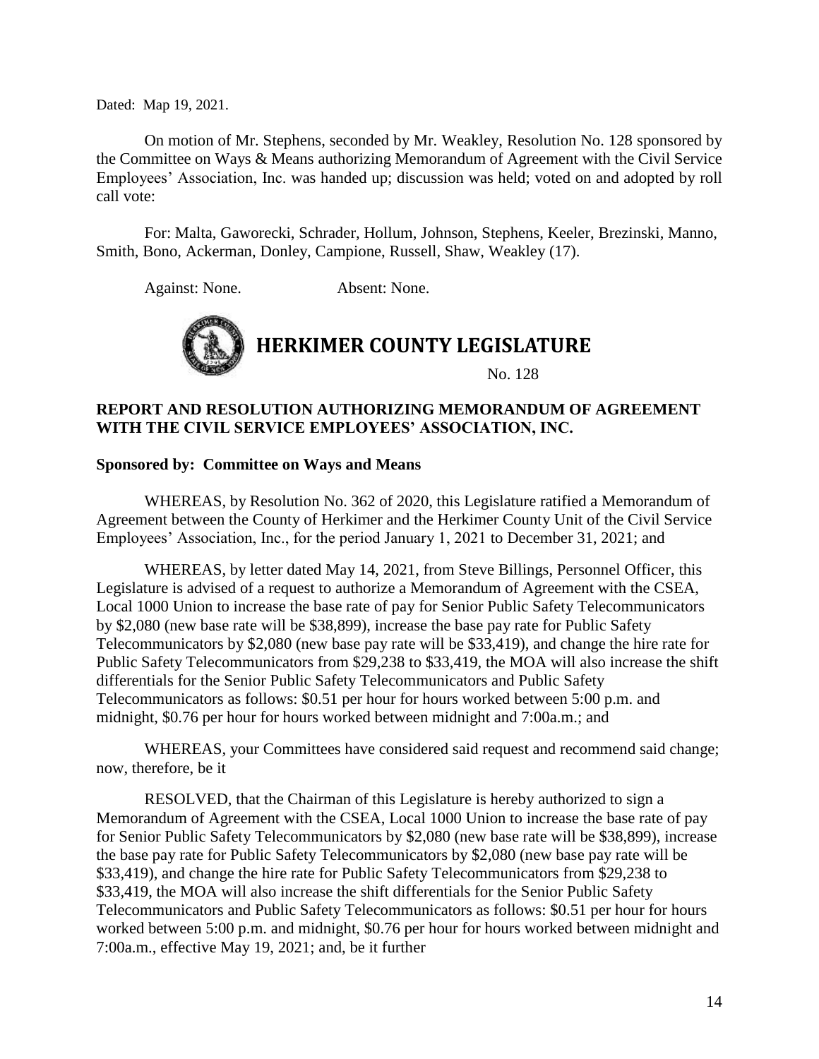Dated: Map 19, 2021.

On motion of Mr. Stephens, seconded by Mr. Weakley, Resolution No. 128 sponsored by the Committee on Ways & Means authorizing Memorandum of Agreement with the Civil Service Employees' Association, Inc. was handed up; discussion was held; voted on and adopted by roll call vote:

For: Malta, Gaworecki, Schrader, Hollum, Johnson, Stephens, Keeler, Brezinski, Manno, Smith, Bono, Ackerman, Donley, Campione, Russell, Shaw, Weakley (17).

Against: None. Absent: None.

# HERKIMER COUNTY LEGISLATURE

No. 128

**REPORT AND RESOLUTION AUTHORIZING MEMORANDUM OF AGREEMENT WITH THE CIVIL SERVICE EMPLOYEES' ASSOCIATION, INC.**

**Sponsored by: Committee on Ways and Means**

WHEREAS, by Resolution No. 362 of 2020, this Legislature ratified a Memorandum of Agreement between the County of Herkimer and the Herkimer County Unit of the Civil Service Employees' Association, Inc., for the period January 1, 2021 to December 31, 2021; and

WHEREAS, by letter dated May 14, 2021, from Steve Billings, Personnel Officer, this Legislature is advised of a request to authorize a Memorandum of Agreement with the CSEA, Local 1000 Union to increase the base rate of pay for Senior Public Safety Telecommunicators by $2,080 (new base rate will be $38,899), increase the base pay rate for Public Safety Telecommunicators by $2,080 (new base pay rate will be $33,419), and change the hire rate for Public Safety Telecommunicators from $29,238 to $33,419, the MOA will also increase the shift differentials for the Senior Public Safety Telecommunicators and Public Safety Telecommunicators as follows: $0.51 per hour for hours worked between 5:00 p.m. and midnight, $0.76 per hour for hours worked between midnight and 7:00a.m.; and

WHEREAS, your Committees have considered said request and recommend said change; now, therefore, be it

RESOLVED, that the Chairman of this Legislature is hereby authorized to sign a Memorandum of Agreement with the CSEA, Local 1000 Union to increase the base rate of pay for Senior Public Safety Telecommunicators by $2,080 (new base rate will be $38,899), increase the base pay rate for Public Safety Telecommunicators by $2,080 (new base pay rate will be $33,419), and change the hire rate for Public Safety Telecommunicators from $29,238 to $33,419, the MOA will also increase the shift differentials for the Senior Public Safety Telecommunicators and Public Safety Telecommunicators as follows: $0.51 per hour for hours worked between 5:00 p.m. and midnight, $0.76 per hour for hours worked between midnight and 7:00a.m., effective May 19, 2021; and, be it further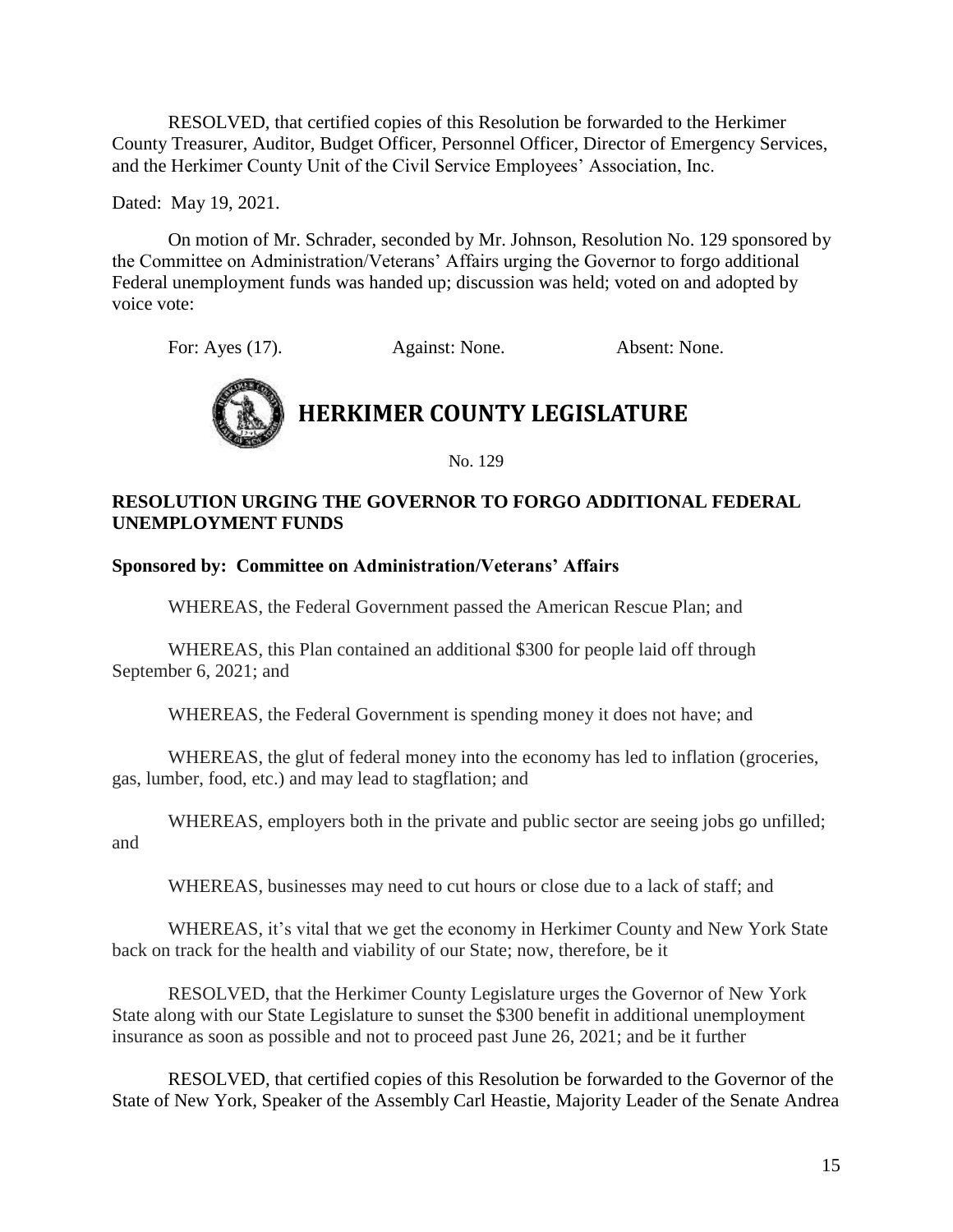RESOLVED, that certified copies of this Resolution be forwarded to the Herkimer County Treasurer, Auditor, Budget Officer, Personnel Officer, Director of Emergency Services, and the Herkimer County Unit of the Civil Service Employees' Association, Inc.

Dated: May 19, 2021.

On motion of Mr. Schrader, seconded by Mr. Johnson, Resolution No. 129 sponsored by the Committee on Administration/Veterans' Affairs urging the Governor to forgo additional Federal unemployment funds was handed up; discussion was held; voted on and adopted by voice vote:

For: Ayes (17). Against: None. Absent: None.

# HERKIMER COUNTY LEGISLATURE

No. 129

**RESOLUTION URGING THE GOVERNOR TO FORGO ADDITIONAL FEDERAL UNEMPLOYMENT FUNDS**

**Sponsored by: Committee on Administration/Veterans' Affairs**

WHEREAS, the Federal Government passed the American Rescue Plan; and

WHEREAS, this Plan contained an additional $300 for people laid off through September 6, 2021; and

WHEREAS, the Federal Government is spending money it does not have; and

WHEREAS, the glut of federal money into the economy has led to inflation (groceries, gas, lumber, food, etc.) and may lead to stagflation; and

WHEREAS, employers both in the private and public sector are seeing jobs go unfilled; and

WHEREAS, businesses may need to cut hours or close due to a lack of staff; and

WHEREAS, it's vital that we get the economy in Herkimer County and New York State back on track for the health and viability of our State; now, therefore, be it

RESOLVED, that the Herkimer County Legislature urges the Governor of New York State along with our State Legislature to sunset the $300 benefit in additional unemployment insurance as soon as possible and not to proceed past June 26, 2021; and be it further

RESOLVED, that certified copies of this Resolution be forwarded to the Governor of the State of New York, Speaker of the Assembly Carl Heastie, Majority Leader of the Senate Andrea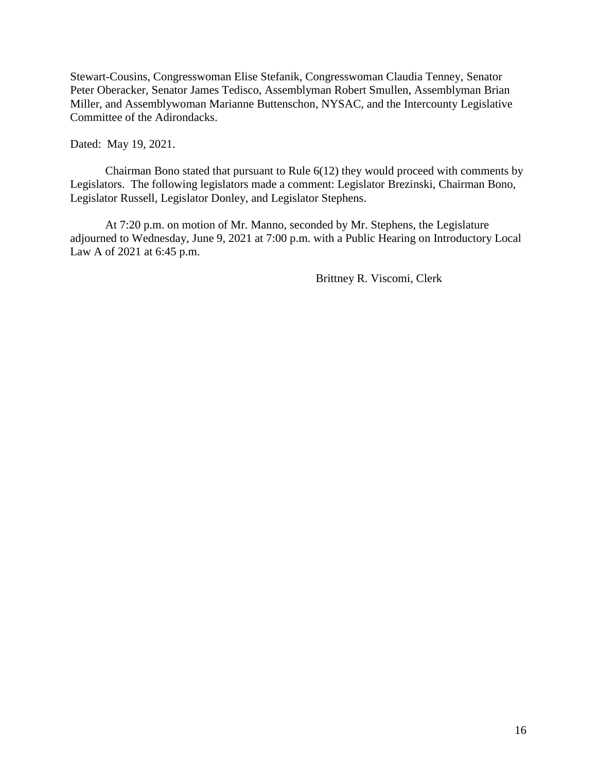Stewart-Cousins, Congresswoman Elise Stefanik, Congresswoman Claudia Tenney, Senator Peter Oberacker, Senator James Tedisco, Assemblyman Robert Smullen, Assemblyman Brian Miller, and Assemblywoman Marianne Buttenschon, NYSAC, and the Intercounty Legislative Committee of the Adirondacks.

Dated: May 19, 2021.

Chairman Bono stated that pursuant to Rule 6(12) they would proceed with comments by Legislators. The following legislators made a comment: Legislator Brezinski, Chairman Bono, Legislator Russell, Legislator Donley, and Legislator Stephens.

At 7:20 p.m. on motion of Mr. Manno, seconded by Mr. Stephens, the Legislature adjourned to Wednesday, June 9, 2021 at 7:00 p.m. with a Public Hearing on Introductory Local Law A of 2021 at 6:45 p.m.

Brittney R. Viscomi, Clerk